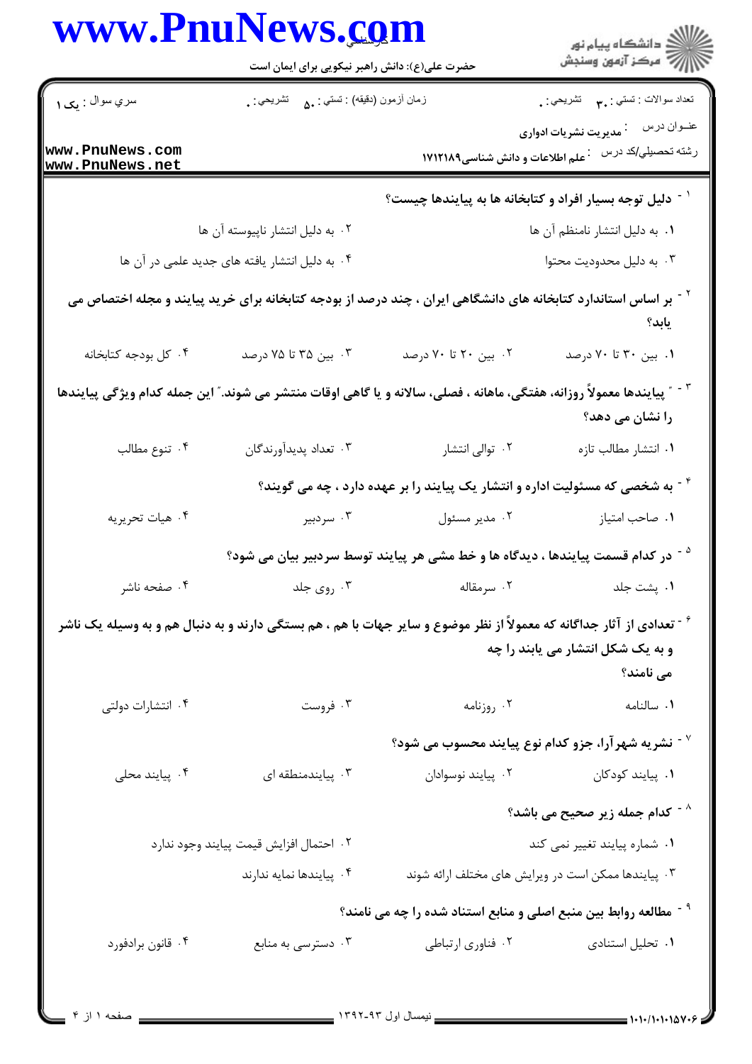| سري سوال : یک ۱ | زمان آزمون (دقیقه) : تستی : ۵۰ تشریحی : ۰ | تعداد سوالات : تستی : ۳۰ تشریحی : ۰ |
| --- | --- | --- |

عنوان درس : مدیریت نشریات ادواری

رشته تحصیلی/کد درس : علم اطلاعات و دانش شناسی۱۷۱۲۱۸۹

۱ - دلیل توجه بسیار افراد و کتابخانه ها به پیایندها چیست؟

۱. به دلیل انتشار نامنظم آن ها
۲. به دلیل انتشار ناپیوسته آن ها
۳. به دلیل محدودیت محتوا
۴. به دلیل انتشار یافته های جدید علمی در آن ها

۲ - بر اساس استاندارد کتابخانه های دانشگاهی ایران ، چند درصد از بودجه کتابخانه برای خرید پیایند و مجله اختصاص می یابد؟

۱. بین ۳۰ تا ۷۰ درصد
۲. بین ۲۰ تا ۷۰ درصد
۳. بین ۳۵ تا ۷۵ درصد
۴. کل بودجه کتابخانه

۳ - " پیایندها معمولاً روزانه، هفتگی، ماهانه ، فصلی، سالانه و یا گاهی اوقات منتشر می شوند." این جمله کدام ویژگی پیایندها را نشان می دهد؟

۱. انتشار مطالب تازه
۲. توالی انتشار
۳. تعداد پدیدآورندگان
۴. تنوع مطالب

۴ - به شخصی که مسئولیت اداره و انتشار یک پیایند را بر عهده دارد ، چه می گویند؟

۱. صاحب امتیاز
۲. مدیر مسئول
۳. سردبیر
۴. هیات تحریریه

۵ - در کدام قسمت پیایندها ، دیدگاه ها و خط مشی هر پیایند توسط سردبیر بیان می شود؟

۱. پشت جلد
۲. سرمقاله
۳. روی جلد
۴. صفحه ناشر

۶ - تعدادی از آثار جداگانه که معمولاً از نظر موضوع و سایر جهات با هم ، هم بستگی دارند و به دنبال هم و به وسیله یک ناشر و به یک شکل انتشار می یابند را چه می نامند؟

۱. سالنامه
۲. روزنامه
۳. فروست
۴. انتشارات دولتی

۷ - نشریه شهرآرا، جزو کدام نوع پیایند محسوب می شود؟

۱. پیایند کودکان
۲. پیایند نوسوادان
۳. پیایندمنطقه ای
۴. پیایند محلی

۸ - کدام جمله زیر صحیح می باشد؟

۱. شماره پیایند تغییر نمی کند
۲. احتمال افزایش قیمت پیایند وجود ندارد
۳. پیایندها ممکن است در ویرایش های مختلف ارائه شوند
۴. پیایندها نمایه ندارند

۹ - مطالعه روابط بین منبع اصلی و منابع استناد شده را چه می نامند؟

۱. تحلیل استنادی
۲. فناوری ارتباطی
۳. دسترسی به منابع
۴. قانون برادفورد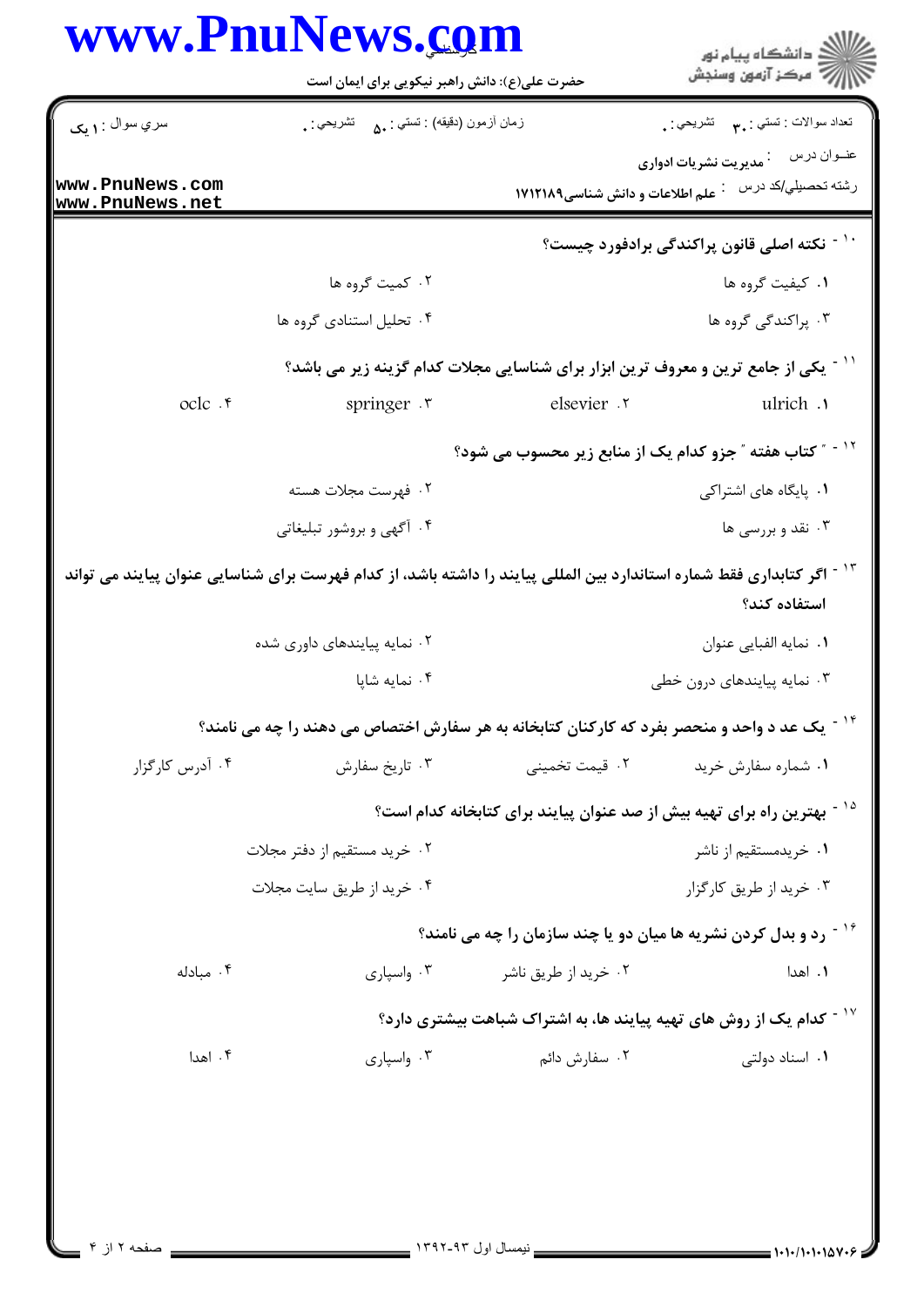۱۰- نکته اصلی قانون پراکندگی برادفورد چیست؟

۱. کیفیت گروه ها
۲. کمیت گروه ها
۳. پراکندگی گروه ها
۴. تحلیل استنادی گروه ها

۱۱- یکی از جامع ترین و معروف ترین ابزار برای شناسایی مجلات کدام گزینه زیر می باشد؟

۱. ulrich
۲. elsevier
۳. springer
۴. oclc

۱۲- " کتاب هفته " جزو کدام یک از منابع زیر محسوب می شود؟

۱. پایگاه های اشتراکی
۲. فهرست مجلات هسته
۳. نقد و بررسی ها
۴. آگهی و بروشور تبلیغاتی

۱۳- اگر کتابداری فقط شماره استاندارد بین المللی پیایند را داشته باشد، از کدام فهرست برای شناسایی عنوان پیایند می تواند استفاده کند؟

۱. نمایه الفبایی عنوان
۲. نمایه پیایندهای داوری شده
۳. نمایه پیایندهای درون خطی
۴. نمایه شاپا

۱۴- یک عدد واحد و منحصر بفرد که کارکنان کتابخانه به هر سفارش اختصاص می دهند را چه می نامند؟

۱. شماره سفارش خرید
۲. قیمت تخمینی
۳. تاریخ سفارش
۴. آدرس کارگزار

۱۵- بهترین راه برای تهیه بیش از صد عنوان پیایند برای کتابخانه کدام است؟

۱. خریدمستقیم از ناشر
۲. خرید مستقیم از دفتر مجلات
۳. خرید از طریق کارگزار
۴. خرید از طریق سایت مجلات

۱۶- رد و بدل کردن نشریه ها میان دو یا چند سازمان را چه می نامند؟

۱. اهدا
۲. خرید از طریق ناشر
۳. واسپاری
۴. مبادله

۱۷- کدام یک از روش های تهیه پیایند ها، به اشتراک شباهت بیشتری دارد؟

۱. اسناد دولتی
۲. سفارش دائم
۳. واسپاری
۴. اهدا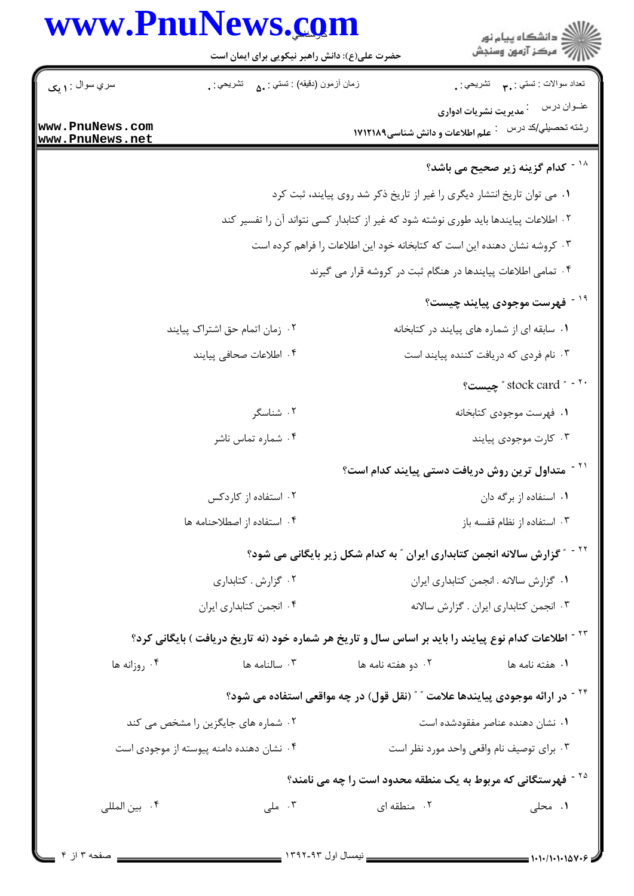تعداد سوالات : تستی : ۳۰ تشریحی : ۰ | زمان آزمون (دقیقه) : تستی : ۵۰ تشریحی : ۰ | سري سوال : ۱ یک

عنوان درس : مدیریت نشریات ادواری

رشته تحصیلی/کد درس : علم اطلاعات و دانش شناسی۱۷۱۲۱۸۹

۱۸ - کدام گزینه زیر صحیح می باشد؟

۱. می توان تاریخ انتشار دیگری را غیر از تاریخ ذکر شد روی پیایند، ثبت کرد

۲. اطلاعات پیایندها باید طوری نوشته شود که غیر از کتابدار کسی نتواند آن را تفسیر کند

۳. کروشه نشان دهنده این است که کتابخانه خود این اطلاعات را فراهم کرده است

۴. تمامی اطلاعات پیایندها در هنگام ثبت در کروشه قرار می گیرند

۱۹ - فهرست موجودی پیایند چیست؟

۱. سابقه ای از شماره های پیایند در کتابخانه

۲. زمان اتمام حق اشتراک پیایند

۳. نام فردی که دریافت کننده پیایند است

۴. اطلاعات صحافی پیایند

۲۰ - " stock card " چیست؟

۱. فهرست موجودی کتابخانه

۲. شناسگر

۳. کارت موجودی پیایند

۴. شماره تماس ناشر

۲۱ - متداول ترین روش دریافت دستی پیایند کدام است؟

۱. استفاده از برگه دان

۲. استفاده از کاردکس

۳. استفاده از نظام قفسه باز

۴. استفاده از اصطلاحنامه ها

۲۲ - " گزارش سالانه انجمن کتابداری ایران " به کدام شکل زیر بایگانی می شود؟

۱. گزارش سالانه . انجمن کتابداری ایران

۲. گزارش . کتابداری

۳. انجمن کتابداری ایران . گزارش سالانه

۴. انجمن کتابداری ایران

۲۳ - اطلاعات کدام نوع پیایند را باید بر اساس سال و تاریخ هر شماره خود (نه تاریخ دریافت ) بایگانی کرد؟

۱. هفته نامه ها

۲. دو هفته نامه ها

۳. سالنامه ها

۴. روزانه ها

۲۴ - در ارائه موجودی پیایندها علامت " " (نقل قول) در چه مواقعی استفاده می شود؟

۱. نشان دهنده عناصر مفقودشده است

۲. شماره های جایگزین را مشخص می کند

۳. برای توصیف نام واقعی واحد مورد نظر است

۴. نشان دهنده دامنه پیوسته از موجودی است

۲۵ - فهرستگانی که مربوط به یک منطقه محدود است را چه می نامند؟

۱. محلی

۲. منطقه ای

۳. ملی

۴. بین المللی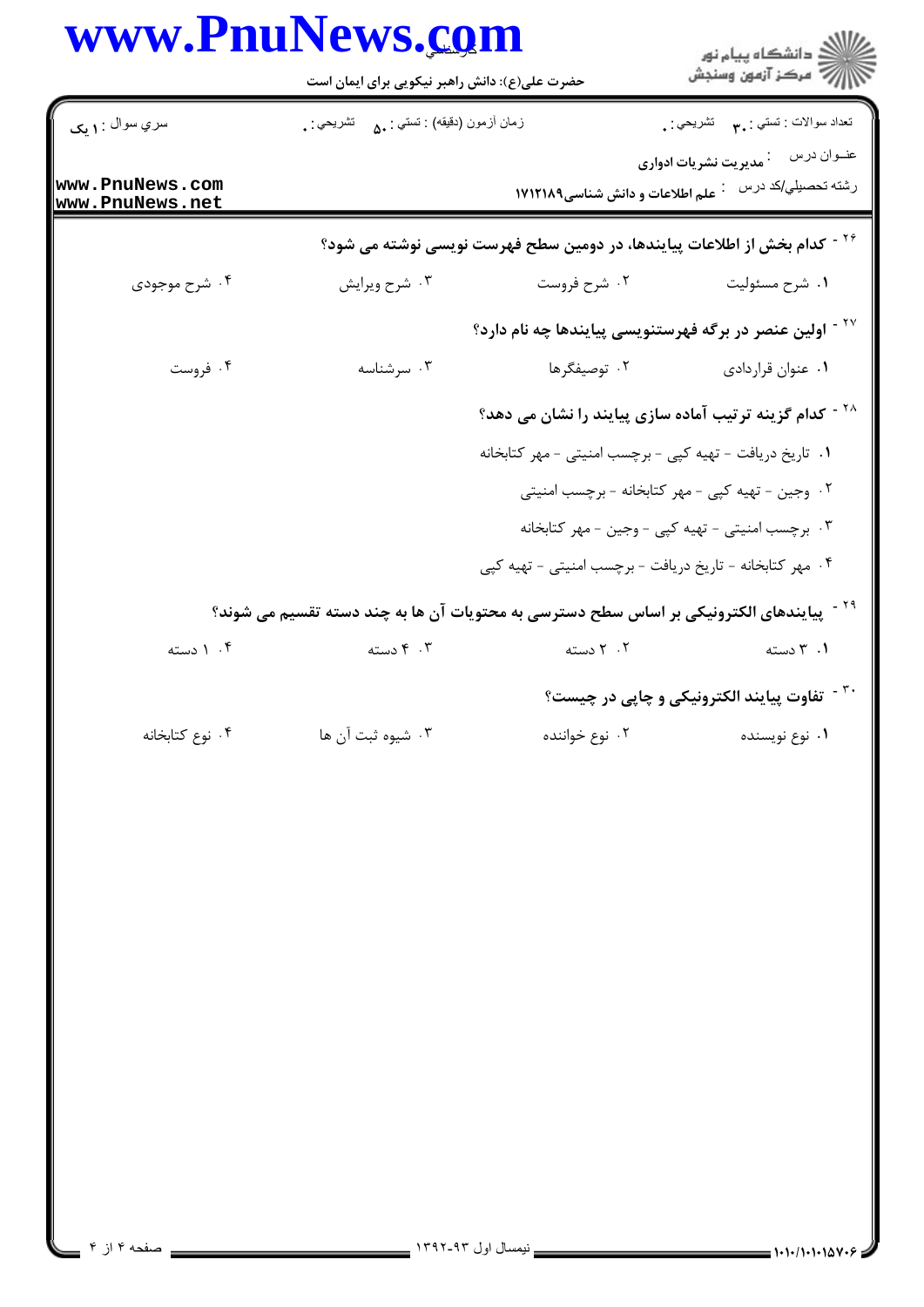۲۶ - کدام بخش از اطلاعات پیایندها، در دومین سطح فهرست نویسی نوشته می شود؟

۱. شرح مسئولیت
۲. شرح فروست
۳. شرح ویرایش
۴. شرح موجودی

۲۷ - اولین عنصر در برگه فهرستنویسی پیایندها چه نام دارد؟

۱. عنوان قراردادی
۲. توصیفگرها
۳. سرشناسه
۴. فروست

۲۸ - کدام گزینه ترتیب آماده سازی پیایند را نشان می دهد؟

۱. تاریخ دریافت - تهیه کپی - برچسب امنیتی - مهر کتابخانه
۲. وجین - تهیه کپی - مهر کتابخانه - برچسب امنیتی
۳. برچسب امنیتی - تهیه کپی - وجین - مهر کتابخانه
۴. مهر کتابخانه - تاریخ دریافت - برچسب امنیتی - تهیه کپی

۲۹ - پیایندهای الکترونیکی بر اساس سطح دسترسی به محتویات آن ها به چند دسته تقسیم می شوند؟

۱. ۳ دسته
۲. ۲ دسته
۳. ۴ دسته
۴. ۱ دسته

۳۰ - تفاوت پیایند الکترونیکی و چاپی در چیست؟

۱. نوع نویسنده
۲. نوع خواننده
۳. شیوه ثبت آن ها
۴. نوع کتابخانه